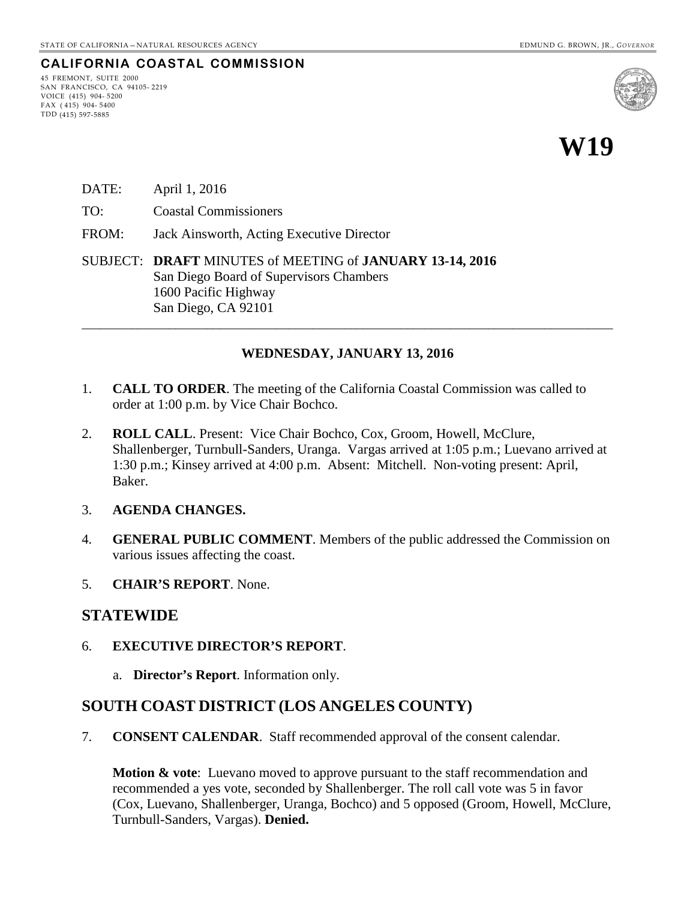STATE OF CALIFORNIA — NATURAL RESOURCES AGENCY

EDMUND G. BROWN, JR., *GOVERNOR*

**CALIFORNIA COASTAL COMMISSION**

45 FREMONT, SUITE 2000
SAN FRANCISCO, CA 94105- 2219
VOICE (415) 904- 5200
FAX ( 415) 904- 5400
TDD (415) 597-5885

# W19

DATE: April 1, 2016

TO: Coastal Commissioners

FROM: Jack Ainsworth, Acting Executive Director

SUBJECT: **DRAFT** MINUTES of MEETING of **JANUARY 13-14, 2016**
San Diego Board of Supervisors Chambers
1600 Pacific Highway
San Diego, CA 92101

---

**WEDNESDAY, JANUARY 13, 2016**

1. **CALL TO ORDER**. The meeting of the California Coastal Commission was called to order at 1:00 p.m. by Vice Chair Bochco.

2. **ROLL CALL**. Present: Vice Chair Bochco, Cox, Groom, Howell, McClure, Shallenberger, Turnbull-Sanders, Uranga. Vargas arrived at 1:05 p.m.; Luevano arrived at 1:30 p.m.; Kinsey arrived at 4:00 p.m. Absent: Mitchell. Non-voting present: April, Baker.

3. **AGENDA CHANGES.**

4. **GENERAL PUBLIC COMMENT**. Members of the public addressed the Commission on various issues affecting the coast.

5. **CHAIR'S REPORT**. None.

## STATEWIDE

6. **EXECUTIVE DIRECTOR'S REPORT**.

   a. **Director's Report**. Information only.

## SOUTH COAST DISTRICT (LOS ANGELES COUNTY)

7. **CONSENT CALENDAR**. Staff recommended approval of the consent calendar.

   **Motion & vote**: Luevano moved to approve pursuant to the staff recommendation and recommended a yes vote, seconded by Shallenberger. The roll call vote was 5 in favor (Cox, Luevano, Shallenberger, Uranga, Bochco) and 5 opposed (Groom, Howell, McClure, Turnbull-Sanders, Vargas). **Denied.**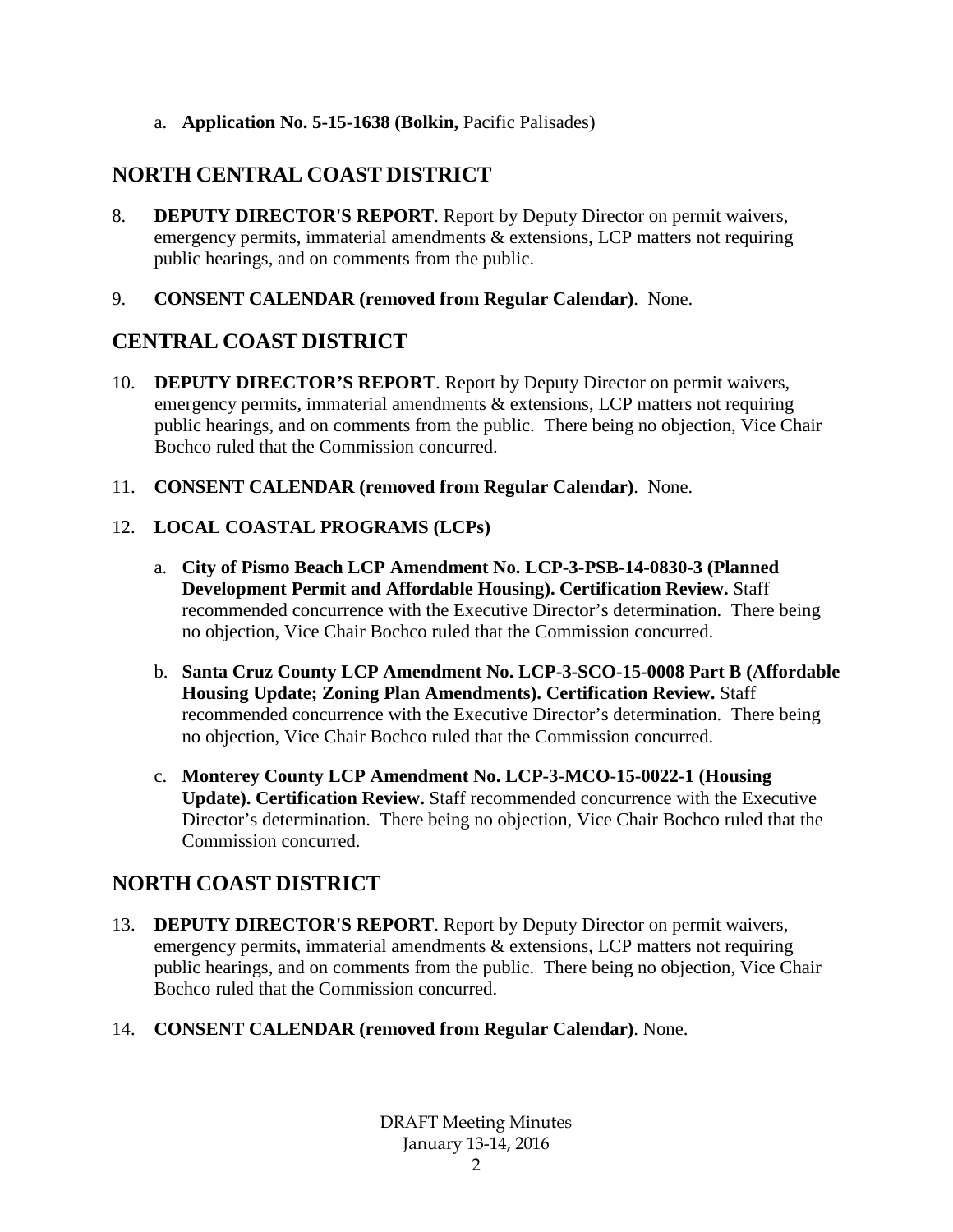a. **Application No. 5-15-1638 (Bolkin,** Pacific Palisades)

## NORTH CENTRAL COAST DISTRICT

8. **DEPUTY DIRECTOR'S REPORT**. Report by Deputy Director on permit waivers, emergency permits, immaterial amendments & extensions, LCP matters not requiring public hearings, and on comments from the public.

9. **CONSENT CALENDAR (removed from Regular Calendar)**. None.

## CENTRAL COAST DISTRICT

10. **DEPUTY DIRECTOR'S REPORT**. Report by Deputy Director on permit waivers, emergency permits, immaterial amendments & extensions, LCP matters not requiring public hearings, and on comments from the public. There being no objection, Vice Chair Bochco ruled that the Commission concurred.

11. **CONSENT CALENDAR (removed from Regular Calendar)**. None.

12. **LOCAL COASTAL PROGRAMS (LCPs)**

    a. **City of Pismo Beach LCP Amendment No. LCP-3-PSB-14-0830-3 (Planned Development Permit and Affordable Housing). Certification Review.** Staff recommended concurrence with the Executive Director's determination. There being no objection, Vice Chair Bochco ruled that the Commission concurred.

    b. **Santa Cruz County LCP Amendment No. LCP-3-SCO-15-0008 Part B (Affordable Housing Update; Zoning Plan Amendments). Certification Review.** Staff recommended concurrence with the Executive Director's determination. There being no objection, Vice Chair Bochco ruled that the Commission concurred.

    c. **Monterey County LCP Amendment No. LCP-3-MCO-15-0022-1 (Housing Update). Certification Review.** Staff recommended concurrence with the Executive Director's determination. There being no objection, Vice Chair Bochco ruled that the Commission concurred.

## NORTH COAST DISTRICT

13. **DEPUTY DIRECTOR'S REPORT**. Report by Deputy Director on permit waivers, emergency permits, immaterial amendments & extensions, LCP matters not requiring public hearings, and on comments from the public. There being no objection, Vice Chair Bochco ruled that the Commission concurred.

14. **CONSENT CALENDAR (removed from Regular Calendar)**. None.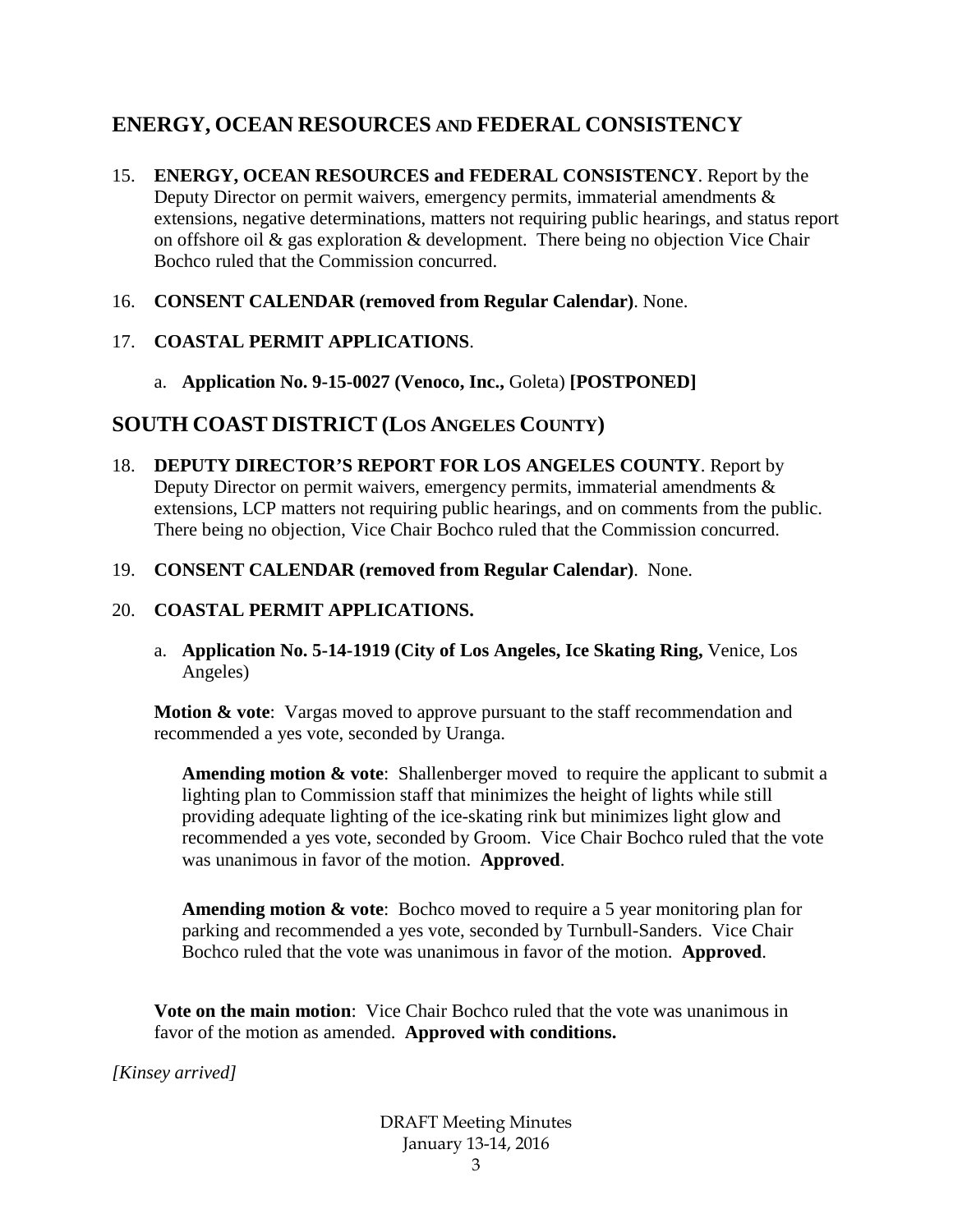## ENERGY, OCEAN RESOURCES AND FEDERAL CONSISTENCY

15. **ENERGY, OCEAN RESOURCES and FEDERAL CONSISTENCY**. Report by the Deputy Director on permit waivers, emergency permits, immaterial amendments & extensions, negative determinations, matters not requiring public hearings, and status report on offshore oil & gas exploration & development. There being no objection Vice Chair Bochco ruled that the Commission concurred.

16. **CONSENT CALENDAR (removed from Regular Calendar)**. None.

17. **COASTAL PERMIT APPLICATIONS**.

    a. **Application No. 9-15-0027 (Venoco, Inc.,** Goleta) **[POSTPONED]**

## SOUTH COAST DISTRICT (LOS ANGELES COUNTY)

18. **DEPUTY DIRECTOR'S REPORT FOR LOS ANGELES COUNTY**. Report by Deputy Director on permit waivers, emergency permits, immaterial amendments & extensions, LCP matters not requiring public hearings, and on comments from the public. There being no objection, Vice Chair Bochco ruled that the Commission concurred.

19. **CONSENT CALENDAR (removed from Regular Calendar)**. None.

20. **COASTAL PERMIT APPLICATIONS.**

    a. **Application No. 5-14-1919 (City of Los Angeles, Ice Skating Ring,** Venice, Los Angeles)

    **Motion & vote**: Vargas moved to approve pursuant to the staff recommendation and recommended a yes vote, seconded by Uranga.

    > **Amending motion & vote**: Shallenberger moved to require the applicant to submit a lighting plan to Commission staff that minimizes the height of lights while still providing adequate lighting of the ice-skating rink but minimizes light glow and recommended a yes vote, seconded by Groom. Vice Chair Bochco ruled that the vote was unanimous in favor of the motion. **Approved**.
    >
    > **Amending motion & vote**: Bochco moved to require a 5 year monitoring plan for parking and recommended a yes vote, seconded by Turnbull-Sanders. Vice Chair Bochco ruled that the vote was unanimous in favor of the motion. **Approved**.

    **Vote on the main motion**: Vice Chair Bochco ruled that the vote was unanimous in favor of the motion as amended. **Approved with conditions.**

*[Kinsey arrived]*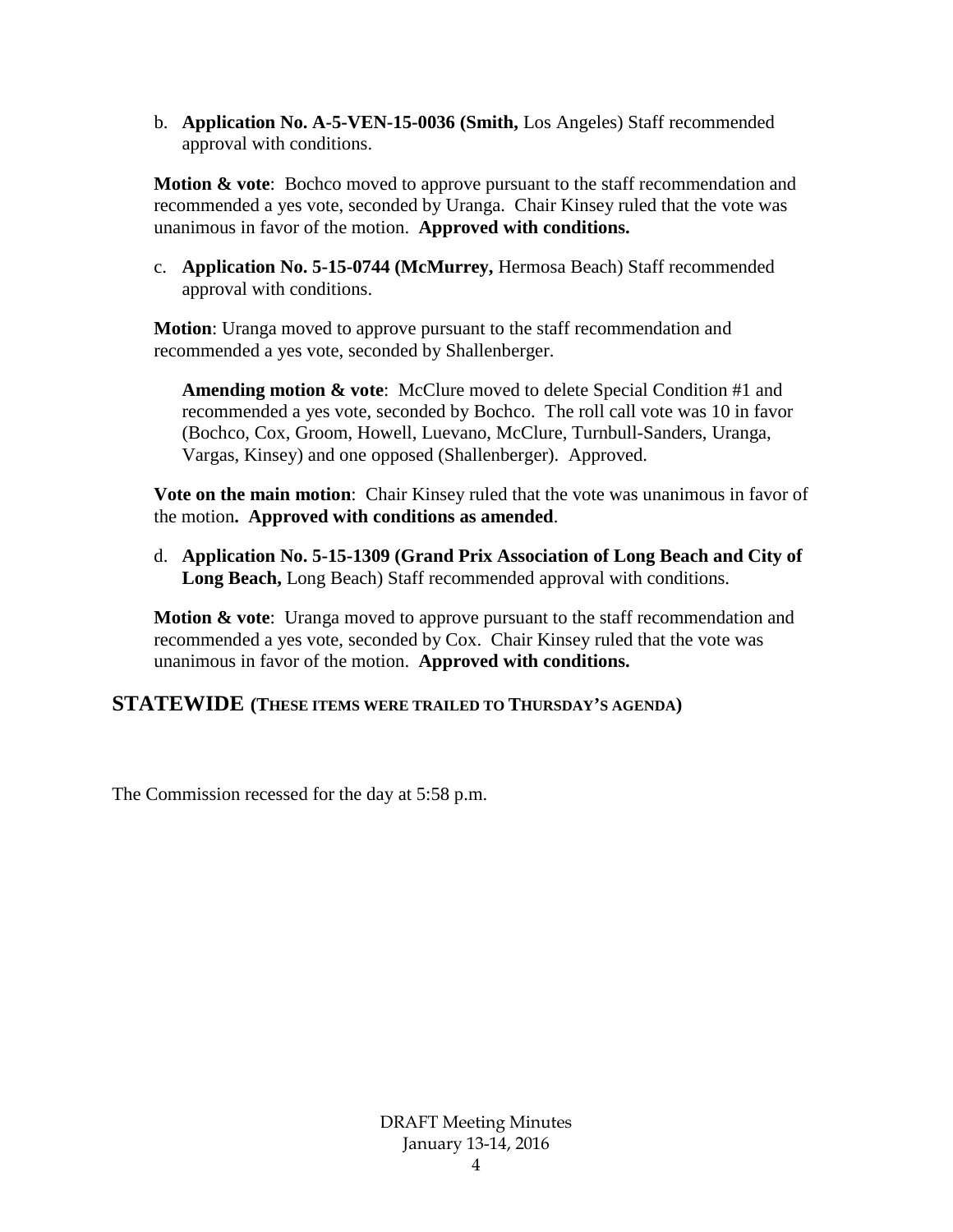b. **Application No. A-5-VEN-15-0036 (Smith,** Los Angeles) Staff recommended approval with conditions.

**Motion & vote**: Bochco moved to approve pursuant to the staff recommendation and recommended a yes vote, seconded by Uranga. Chair Kinsey ruled that the vote was unanimous in favor of the motion. **Approved with conditions.**

c. **Application No. 5-15-0744 (McMurrey,** Hermosa Beach) Staff recommended approval with conditions.

**Motion**: Uranga moved to approve pursuant to the staff recommendation and recommended a yes vote, seconded by Shallenberger.

> **Amending motion & vote**: McClure moved to delete Special Condition #1 and recommended a yes vote, seconded by Bochco. The roll call vote was 10 in favor (Bochco, Cox, Groom, Howell, Luevano, McClure, Turnbull-Sanders, Uranga, Vargas, Kinsey) and one opposed (Shallenberger). Approved.

**Vote on the main motion**: Chair Kinsey ruled that the vote was unanimous in favor of the motion**. Approved with conditions as amended**.

d. **Application No. 5-15-1309 (Grand Prix Association of Long Beach and City of Long Beach,** Long Beach) Staff recommended approval with conditions.

**Motion & vote**: Uranga moved to approve pursuant to the staff recommendation and recommended a yes vote, seconded by Cox. Chair Kinsey ruled that the vote was unanimous in favor of the motion. **Approved with conditions.**

## STATEWIDE (THESE ITEMS WERE TRAILED TO THURSDAY'S AGENDA)

The Commission recessed for the day at 5:58 p.m.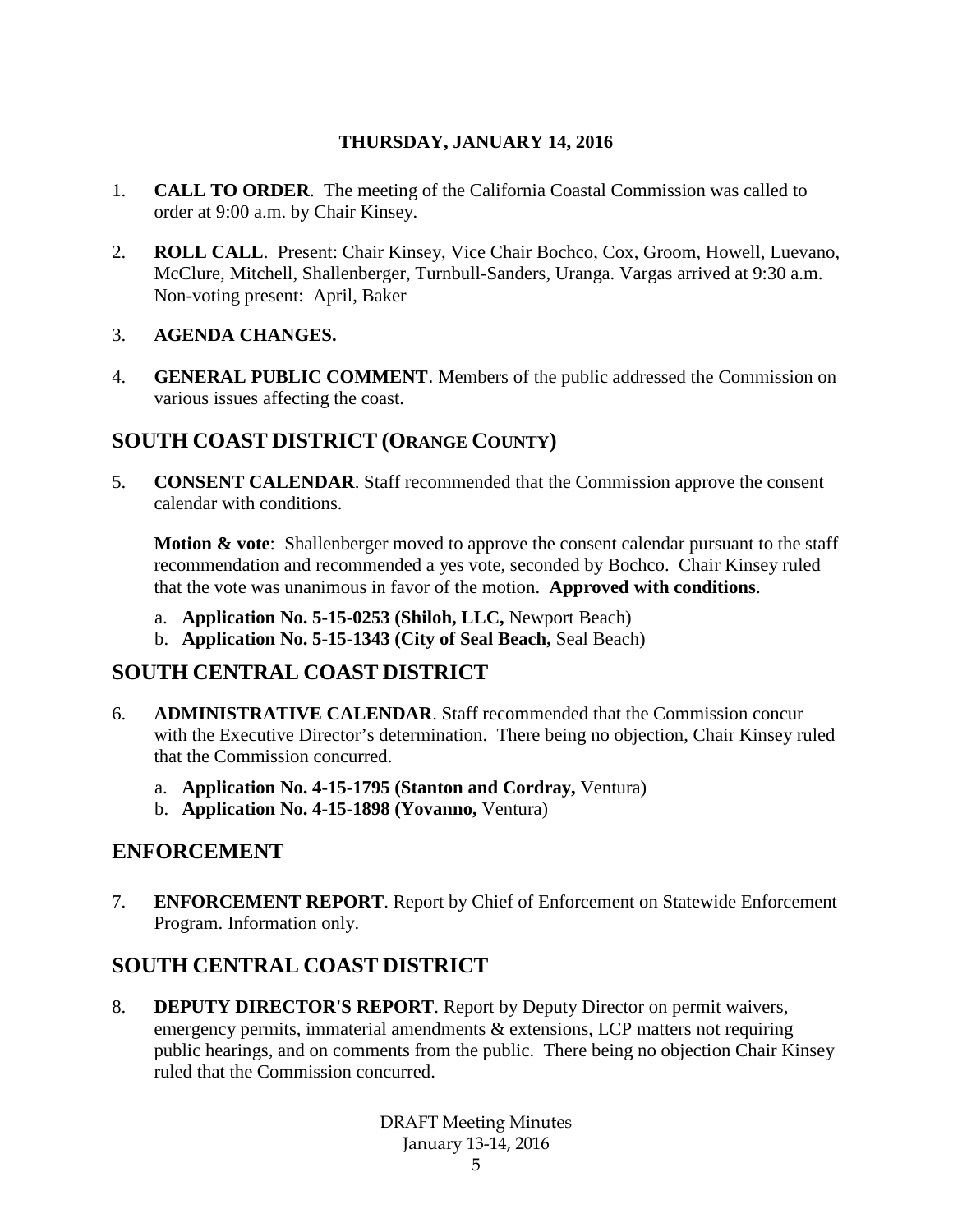**THURSDAY, JANUARY 14, 2016**

1. **CALL TO ORDER**. The meeting of the California Coastal Commission was called to order at 9:00 a.m. by Chair Kinsey.

2. **ROLL CALL**. Present: Chair Kinsey, Vice Chair Bochco, Cox, Groom, Howell, Luevano, McClure, Mitchell, Shallenberger, Turnbull-Sanders, Uranga. Vargas arrived at 9:30 a.m. Non-voting present: April, Baker

3. **AGENDA CHANGES.**

4. **GENERAL PUBLIC COMMENT**. Members of the public addressed the Commission on various issues affecting the coast.

## SOUTH COAST DISTRICT (ORANGE COUNTY)

5. **CONSENT CALENDAR**. Staff recommended that the Commission approve the consent calendar with conditions.

   **Motion & vote**: Shallenberger moved to approve the consent calendar pursuant to the staff recommendation and recommended a yes vote, seconded by Bochco. Chair Kinsey ruled that the vote was unanimous in favor of the motion. **Approved with conditions**.

   a. **Application No. 5-15-0253 (Shiloh, LLC,** Newport Beach)
   b. **Application No. 5-15-1343 (City of Seal Beach,** Seal Beach)

## SOUTH CENTRAL COAST DISTRICT

6. **ADMINISTRATIVE CALENDAR**. Staff recommended that the Commission concur with the Executive Director's determination. There being no objection, Chair Kinsey ruled that the Commission concurred.

   a. **Application No. 4-15-1795 (Stanton and Cordray,** Ventura)
   b. **Application No. 4-15-1898 (Yovanno,** Ventura)

## ENFORCEMENT

7. **ENFORCEMENT REPORT**. Report by Chief of Enforcement on Statewide Enforcement Program. Information only.

## SOUTH CENTRAL COAST DISTRICT

8. **DEPUTY DIRECTOR'S REPORT**. Report by Deputy Director on permit waivers, emergency permits, immaterial amendments & extensions, LCP matters not requiring public hearings, and on comments from the public. There being no objection Chair Kinsey ruled that the Commission concurred.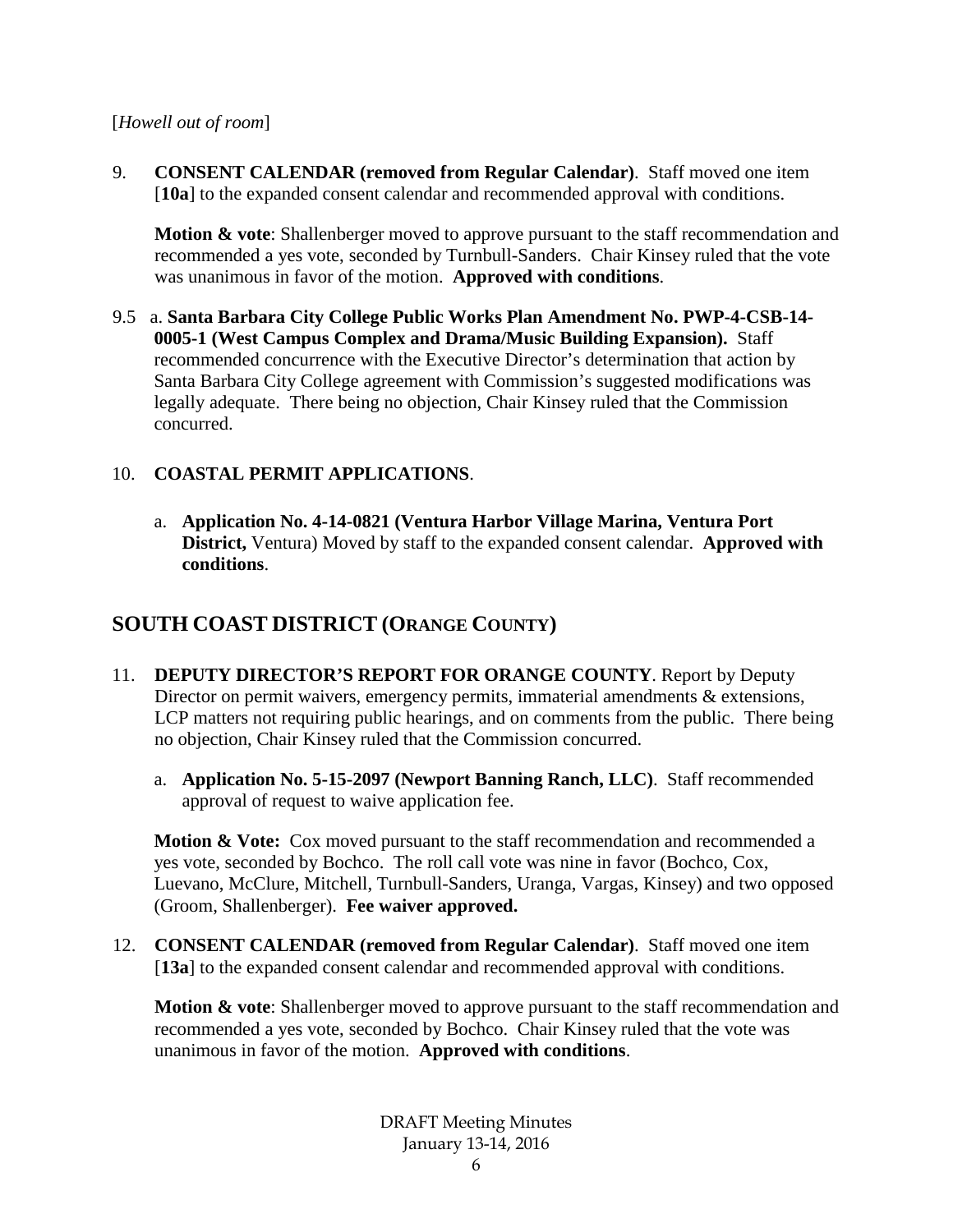[*Howell out of room*]

9. **CONSENT CALENDAR (removed from Regular Calendar)**. Staff moved one item [**10a**] to the expanded consent calendar and recommended approval with conditions.

   **Motion & vote**: Shallenberger moved to approve pursuant to the staff recommendation and recommended a yes vote, seconded by Turnbull-Sanders. Chair Kinsey ruled that the vote was unanimous in favor of the motion. **Approved with conditions**.

9.5 a. **Santa Barbara City College Public Works Plan Amendment No. PWP-4-CSB-14-0005-1 (West Campus Complex and Drama/Music Building Expansion).** Staff recommended concurrence with the Executive Director's determination that action by Santa Barbara City College agreement with Commission's suggested modifications was legally adequate. There being no objection, Chair Kinsey ruled that the Commission concurred.

10. **COASTAL PERMIT APPLICATIONS**.

    a. **Application No. 4-14-0821 (Ventura Harbor Village Marina, Ventura Port District,** Ventura) Moved by staff to the expanded consent calendar. **Approved with conditions**.

## SOUTH COAST DISTRICT (ORANGE COUNTY)

11. **DEPUTY DIRECTOR'S REPORT FOR ORANGE COUNTY**. Report by Deputy Director on permit waivers, emergency permits, immaterial amendments & extensions, LCP matters not requiring public hearings, and on comments from the public. There being no objection, Chair Kinsey ruled that the Commission concurred.

    a. **Application No. 5-15-2097 (Newport Banning Ranch, LLC)**. Staff recommended approval of request to waive application fee.

    **Motion & Vote:** Cox moved pursuant to the staff recommendation and recommended a yes vote, seconded by Bochco. The roll call vote was nine in favor (Bochco, Cox, Luevano, McClure, Mitchell, Turnbull-Sanders, Uranga, Vargas, Kinsey) and two opposed (Groom, Shallenberger). **Fee waiver approved.**

12. **CONSENT CALENDAR (removed from Regular Calendar)**. Staff moved one item [**13a**] to the expanded consent calendar and recommended approval with conditions.

    **Motion & vote**: Shallenberger moved to approve pursuant to the staff recommendation and recommended a yes vote, seconded by Bochco. Chair Kinsey ruled that the vote was unanimous in favor of the motion. **Approved with conditions**.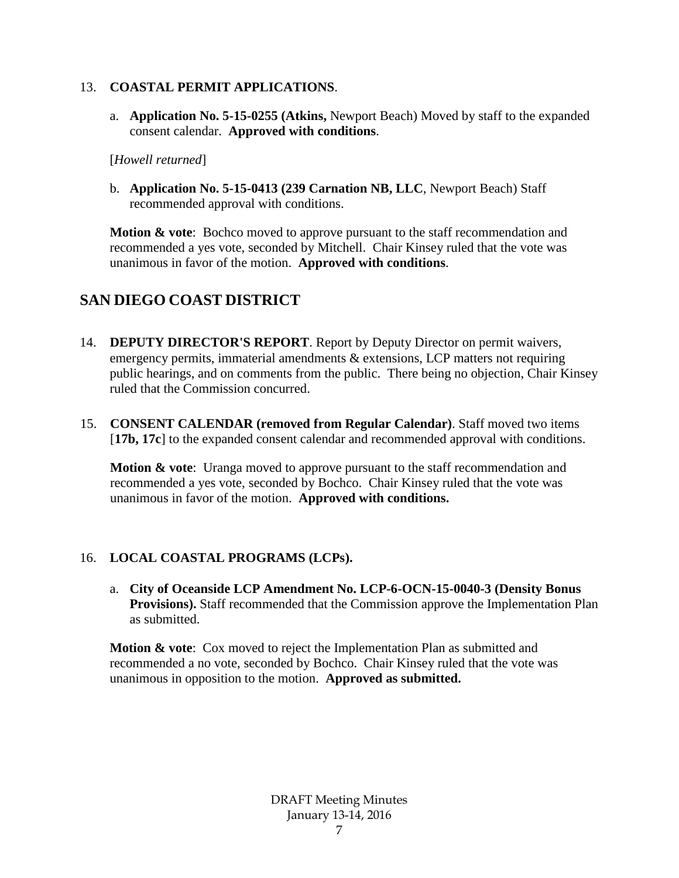13. **COASTAL PERMIT APPLICATIONS**.

   a. **Application No. 5-15-0255 (Atkins,** Newport Beach) Moved by staff to the expanded consent calendar. **Approved with conditions**.

   [*Howell returned*]

   b. **Application No. 5-15-0413 (239 Carnation NB, LLC**, Newport Beach) Staff recommended approval with conditions.

   **Motion & vote**: Bochco moved to approve pursuant to the staff recommendation and recommended a yes vote, seconded by Mitchell. Chair Kinsey ruled that the vote was unanimous in favor of the motion. **Approved with conditions**.

## SAN DIEGO COAST DISTRICT

14. **DEPUTY DIRECTOR'S REPORT**. Report by Deputy Director on permit waivers, emergency permits, immaterial amendments & extensions, LCP matters not requiring public hearings, and on comments from the public. There being no objection, Chair Kinsey ruled that the Commission concurred.

15. **CONSENT CALENDAR (removed from Regular Calendar)**. Staff moved two items [**17b, 17c**] to the expanded consent calendar and recommended approval with conditions.

   **Motion & vote**: Uranga moved to approve pursuant to the staff recommendation and recommended a yes vote, seconded by Bochco. Chair Kinsey ruled that the vote was unanimous in favor of the motion. **Approved with conditions.**

16. **LOCAL COASTAL PROGRAMS (LCPs).**

   a. **City of Oceanside LCP Amendment No. LCP-6-OCN-15-0040-3 (Density Bonus Provisions).** Staff recommended that the Commission approve the Implementation Plan as submitted.

   **Motion & vote**: Cox moved to reject the Implementation Plan as submitted and recommended a no vote, seconded by Bochco. Chair Kinsey ruled that the vote was unanimous in opposition to the motion. **Approved as submitted.**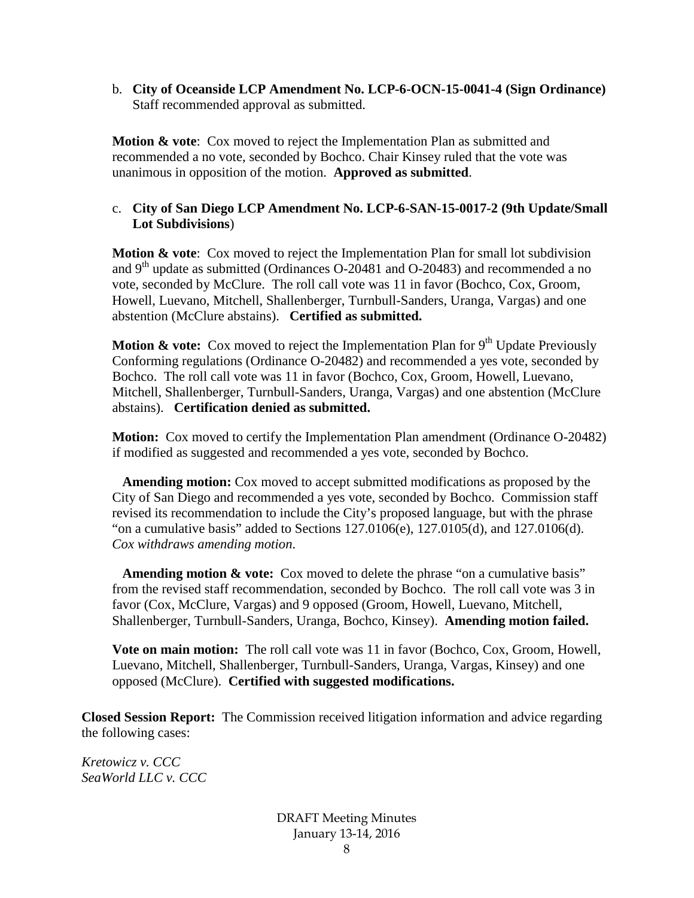b. **City of Oceanside LCP Amendment No. LCP-6-OCN-15-0041-4 (Sign Ordinance)** Staff recommended approval as submitted.

**Motion & vote**: Cox moved to reject the Implementation Plan as submitted and recommended a no vote, seconded by Bochco. Chair Kinsey ruled that the vote was unanimous in opposition of the motion. **Approved as submitted**.

c. **City of San Diego LCP Amendment No. LCP-6-SAN-15-0017-2 (9th Update/Small Lot Subdivisions**)

**Motion & vote**: Cox moved to reject the Implementation Plan for small lot subdivision and 9th update as submitted (Ordinances O-20481 and O-20483) and recommended a no vote, seconded by McClure. The roll call vote was 11 in favor (Bochco, Cox, Groom, Howell, Luevano, Mitchell, Shallenberger, Turnbull-Sanders, Uranga, Vargas) and one abstention (McClure abstains). **Certified as submitted.**

**Motion & vote:** Cox moved to reject the Implementation Plan for 9th Update Previously Conforming regulations (Ordinance O-20482) and recommended a yes vote, seconded by Bochco. The roll call vote was 11 in favor (Bochco, Cox, Groom, Howell, Luevano, Mitchell, Shallenberger, Turnbull-Sanders, Uranga, Vargas) and one abstention (McClure abstains). **Certification denied as submitted.**

**Motion:** Cox moved to certify the Implementation Plan amendment (Ordinance O-20482) if modified as suggested and recommended a yes vote, seconded by Bochco.

**Amending motion:** Cox moved to accept submitted modifications as proposed by the City of San Diego and recommended a yes vote, seconded by Bochco. Commission staff revised its recommendation to include the City's proposed language, but with the phrase "on a cumulative basis" added to Sections 127.0106(e), 127.0105(d), and 127.0106(d). *Cox withdraws amending motion*.

**Amending motion & vote:** Cox moved to delete the phrase "on a cumulative basis" from the revised staff recommendation, seconded by Bochco. The roll call vote was 3 in favor (Cox, McClure, Vargas) and 9 opposed (Groom, Howell, Luevano, Mitchell, Shallenberger, Turnbull-Sanders, Uranga, Bochco, Kinsey). **Amending motion failed.**

**Vote on main motion:** The roll call vote was 11 in favor (Bochco, Cox, Groom, Howell, Luevano, Mitchell, Shallenberger, Turnbull-Sanders, Uranga, Vargas, Kinsey) and one opposed (McClure). **Certified with suggested modifications.**

**Closed Session Report:** The Commission received litigation information and advice regarding the following cases:

*Kretowicz v. CCC*
*SeaWorld LLC v. CCC*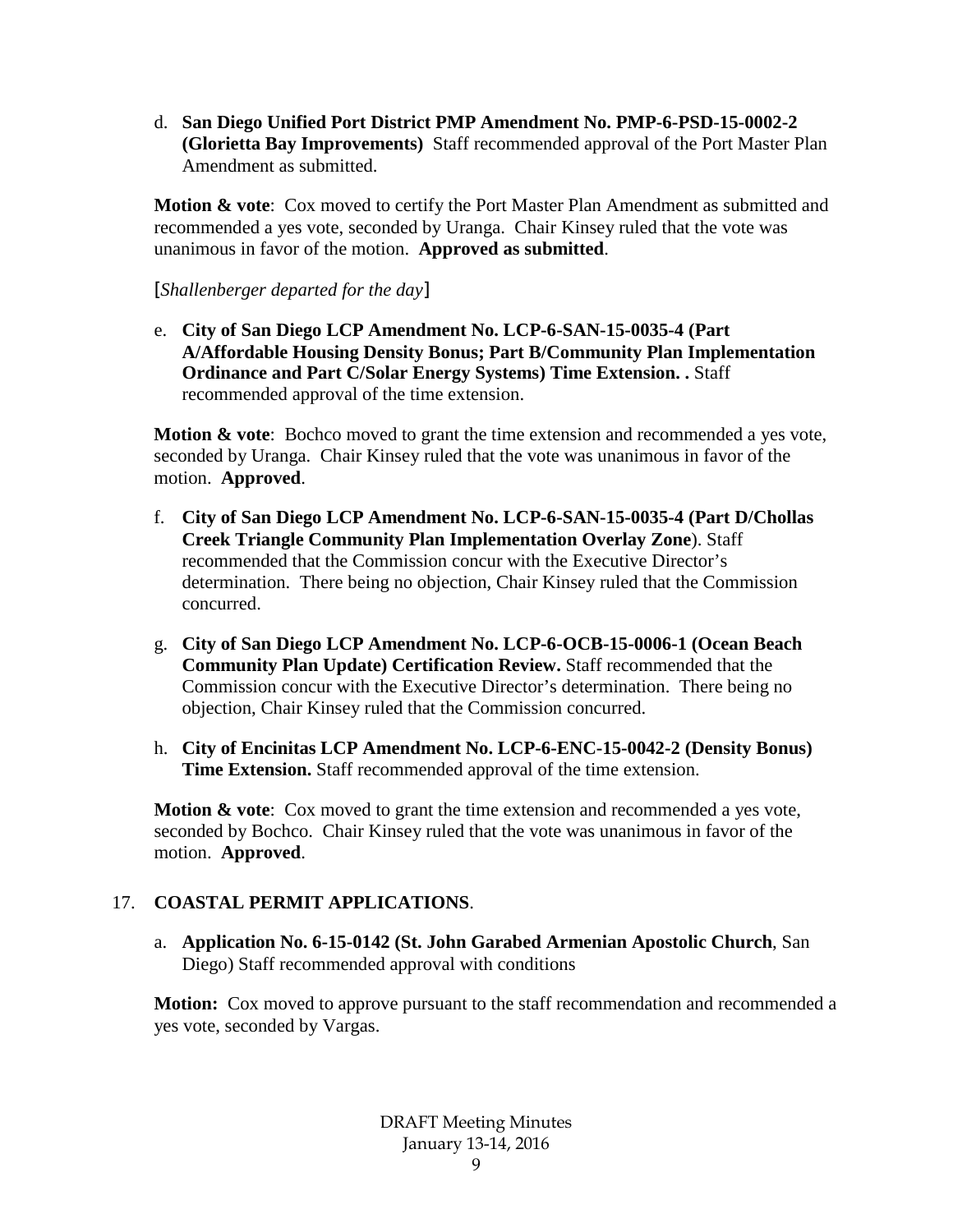d. **San Diego Unified Port District PMP Amendment No. PMP-6-PSD-15-0002-2 (Glorietta Bay Improvements)** Staff recommended approval of the Port Master Plan Amendment as submitted.

**Motion & vote**: Cox moved to certify the Port Master Plan Amendment as submitted and recommended a yes vote, seconded by Uranga. Chair Kinsey ruled that the vote was unanimous in favor of the motion. **Approved as submitted**.

[*Shallenberger departed for the day*]

e. **City of San Diego LCP Amendment No. LCP-6-SAN-15-0035-4 (Part A/Affordable Housing Density Bonus; Part B/Community Plan Implementation Ordinance and Part C/Solar Energy Systems) Time Extension. .** Staff recommended approval of the time extension.

**Motion & vote**: Bochco moved to grant the time extension and recommended a yes vote, seconded by Uranga. Chair Kinsey ruled that the vote was unanimous in favor of the motion. **Approved**.

f. **City of San Diego LCP Amendment No. LCP-6-SAN-15-0035-4 (Part D/Chollas Creek Triangle Community Plan Implementation Overlay Zone**). Staff recommended that the Commission concur with the Executive Director's determination. There being no objection, Chair Kinsey ruled that the Commission concurred.

g. **City of San Diego LCP Amendment No. LCP-6-OCB-15-0006-1 (Ocean Beach Community Plan Update) Certification Review.** Staff recommended that the Commission concur with the Executive Director's determination. There being no objection, Chair Kinsey ruled that the Commission concurred.

h. **City of Encinitas LCP Amendment No. LCP-6-ENC-15-0042-2 (Density Bonus) Time Extension.** Staff recommended approval of the time extension.

**Motion & vote**: Cox moved to grant the time extension and recommended a yes vote, seconded by Bochco. Chair Kinsey ruled that the vote was unanimous in favor of the motion. **Approved**.

17. **COASTAL PERMIT APPLICATIONS**.

a. **Application No. 6-15-0142 (St. John Garabed Armenian Apostolic Church**, San Diego) Staff recommended approval with conditions

**Motion:** Cox moved to approve pursuant to the staff recommendation and recommended a yes vote, seconded by Vargas.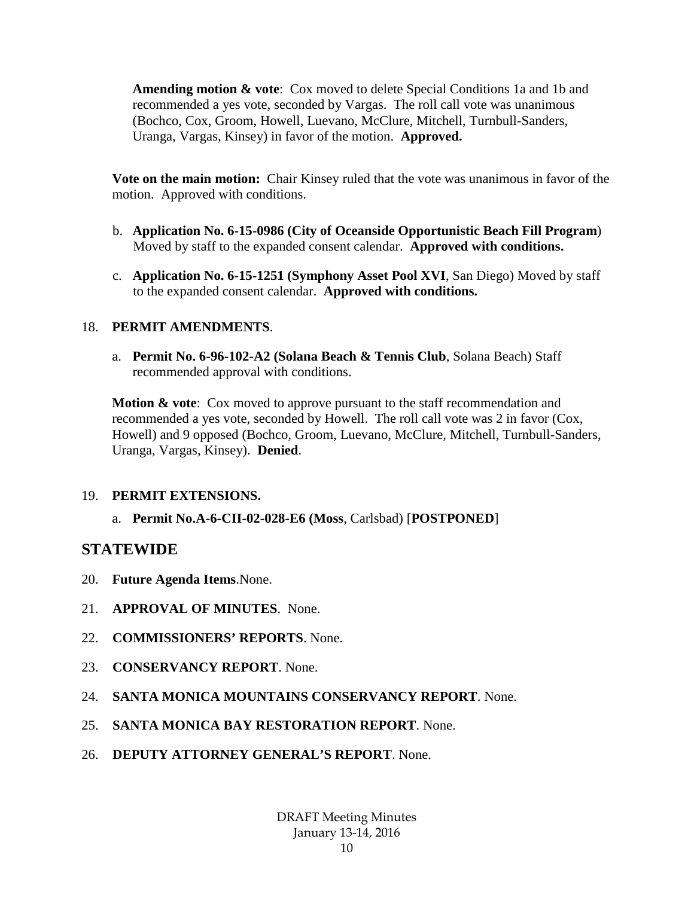**Amending motion & vote**: Cox moved to delete Special Conditions 1a and 1b and recommended a yes vote, seconded by Vargas. The roll call vote was unanimous (Bochco, Cox, Groom, Howell, Luevano, McClure, Mitchell, Turnbull-Sanders, Uranga, Vargas, Kinsey) in favor of the motion. **Approved.**

**Vote on the main motion:** Chair Kinsey ruled that the vote was unanimous in favor of the motion. Approved with conditions.

b. **Application No. 6-15-0986 (City of Oceanside Opportunistic Beach Fill Program**) Moved by staff to the expanded consent calendar. **Approved with conditions.**

c. **Application No. 6-15-1251 (Symphony Asset Pool XVI**, San Diego) Moved by staff to the expanded consent calendar. **Approved with conditions.**

18. **PERMIT AMENDMENTS**.

a. **Permit No. 6-96-102-A2 (Solana Beach & Tennis Club**, Solana Beach) Staff recommended approval with conditions.

**Motion & vote**: Cox moved to approve pursuant to the staff recommendation and recommended a yes vote, seconded by Howell. The roll call vote was 2 in favor (Cox, Howell) and 9 opposed (Bochco, Groom, Luevano, McClure, Mitchell, Turnbull-Sanders, Uranga, Vargas, Kinsey). **Denied**.

19. **PERMIT EXTENSIONS.**

a. **Permit No.A-6-CII-02-028-E6 (Moss**, Carlsbad) [**POSTPONED**]

## STATEWIDE

20. **Future Agenda Items**.None.

21. **APPROVAL OF MINUTES**. None.

22. **COMMISSIONERS' REPORTS**. None.

23. **CONSERVANCY REPORT**. None.

24. **SANTA MONICA MOUNTAINS CONSERVANCY REPORT**. None.

25. **SANTA MONICA BAY RESTORATION REPORT**. None.

26. **DEPUTY ATTORNEY GENERAL'S REPORT**. None.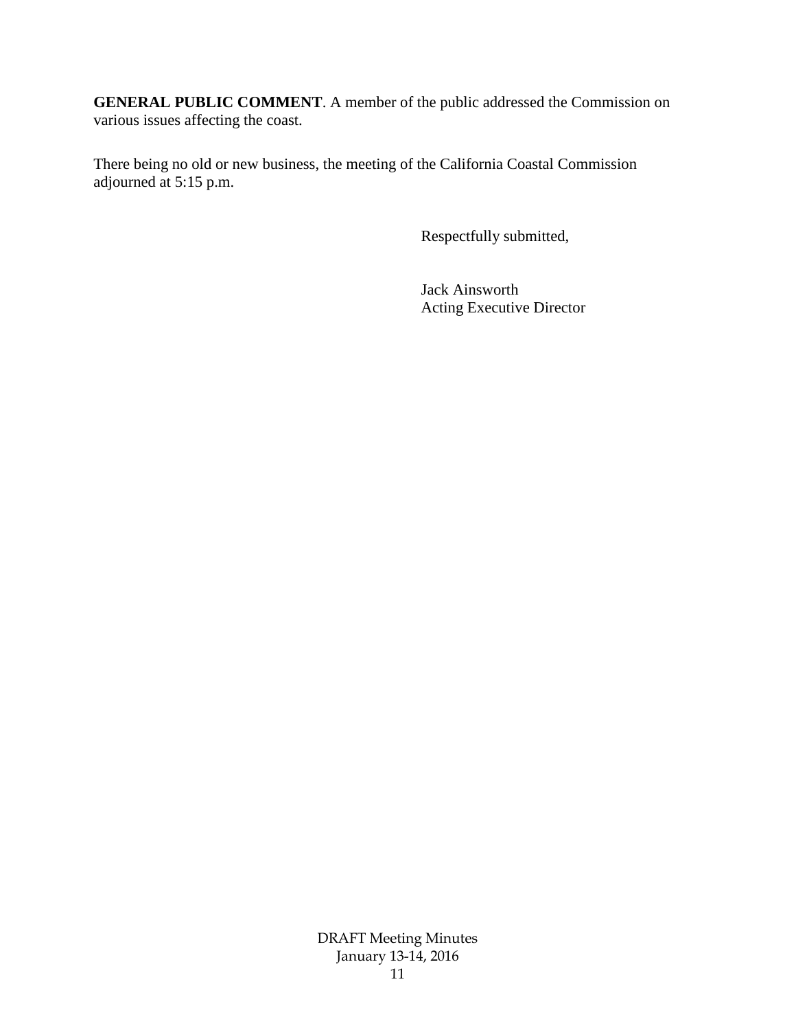**GENERAL PUBLIC COMMENT**. A member of the public addressed the Commission on various issues affecting the coast.

There being no old or new business, the meeting of the California Coastal Commission adjourned at 5:15 p.m.

Respectfully submitted,

Jack Ainsworth
Acting Executive Director